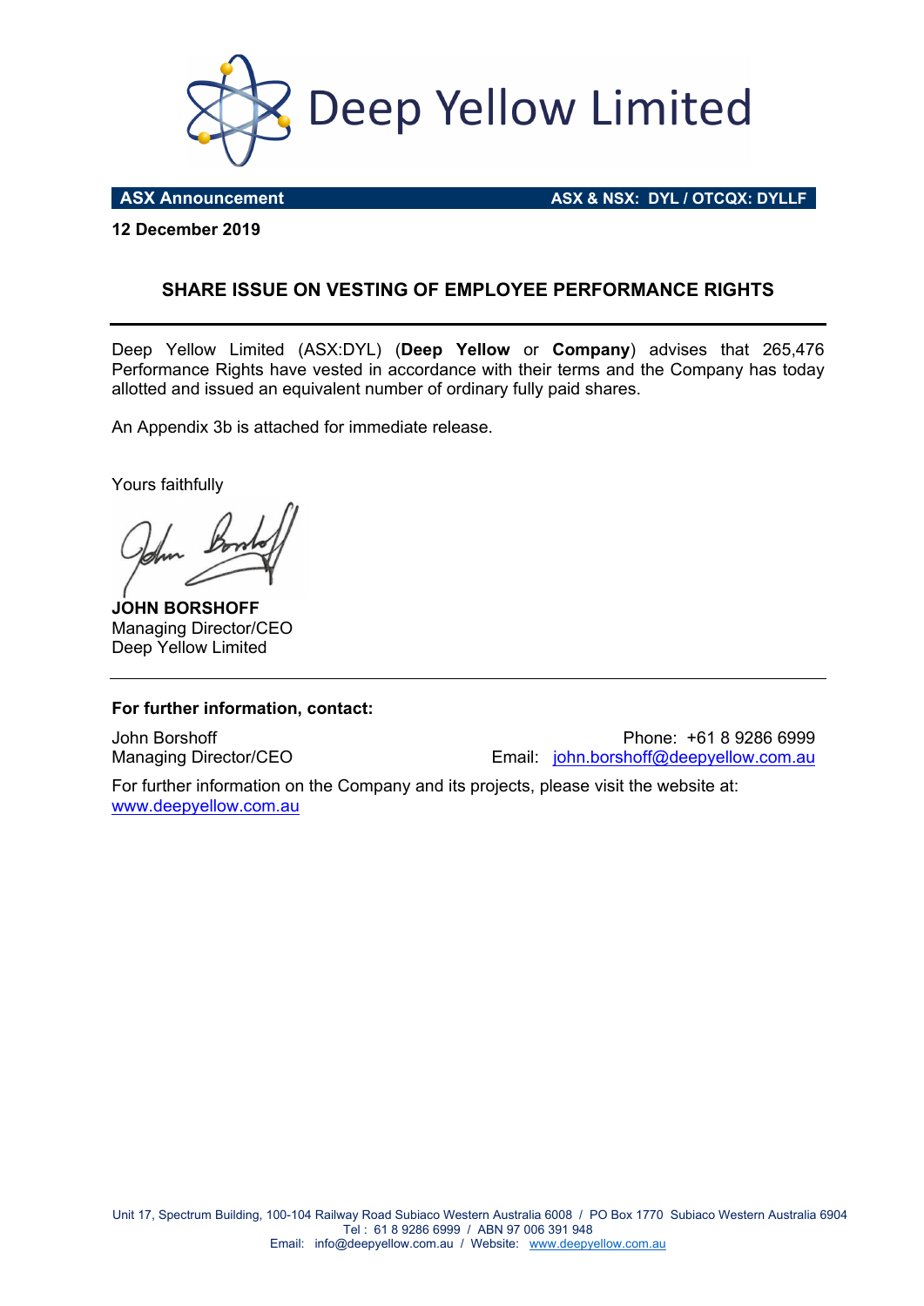# Deep Yellow Limited

**ASX Announcement** **ASX & NSX: DYL / OTCQX: DYLLF**

**12 December 2019**

## SHARE ISSUE ON VESTING OF EMPLOYEE PERFORMANCE RIGHTS

Deep Yellow Limited (ASX:DYL) (**Deep Yellow** or **Company**) advises that 265,476 Performance Rights have vested in accordance with their terms and the Company has today allotted and issued an equivalent number of ordinary fully paid shares.

An Appendix 3b is attached for immediate release.

Yours faithfully

**JOHN BORSHOFF**
Managing Director/CEO
Deep Yellow Limited

---

**For further information, contact:**

John Borshoff
Managing Director/CEO

Phone: +61 8 9286 6999
Email: john.borshoff@deepyellow.com.au

For further information on the Company and its projects, please visit the website at: www.deepyellow.com.au

Unit 17, Spectrum Building, 100-104 Railway Road Subiaco Western Australia 6008 / PO Box 1770 Subiaco Western Australia 6904
Tel : 61 8 9286 6999 / ABN 97 006 391 948
Email: info@deepyellow.com.au / Website: www.deepyellow.com.au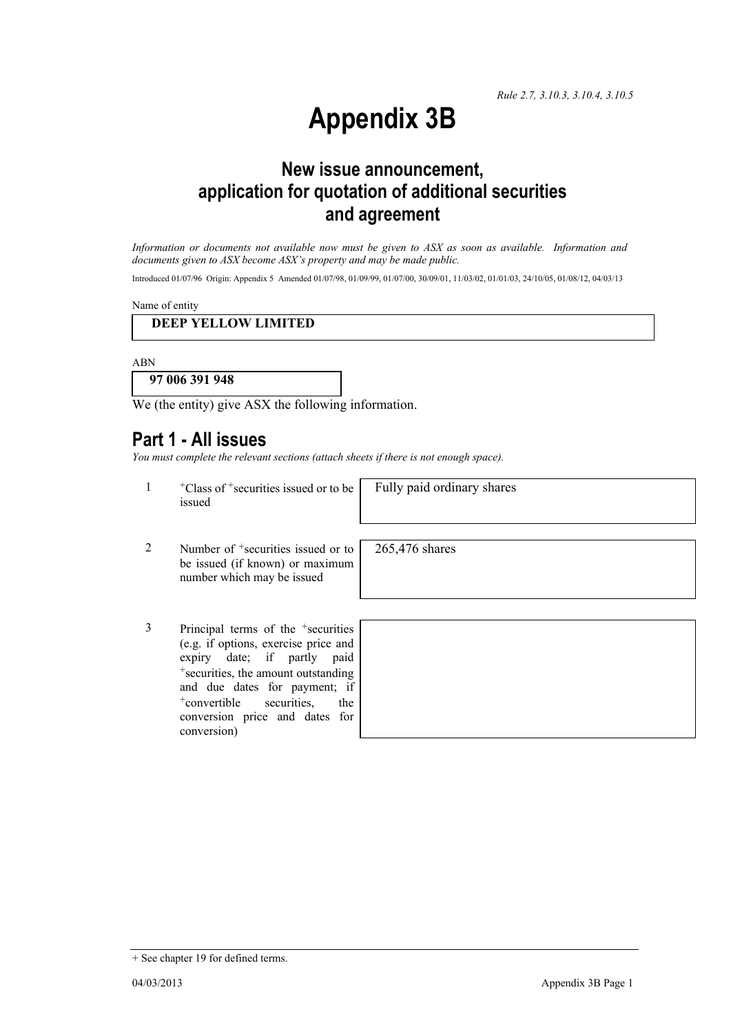*Rule 2.7, 3.10.3, 3.10.4, 3.10.5*

# Appendix 3B

## New issue announcement, application for quotation of additional securities and agreement

*Information or documents not available now must be given to ASX as soon as available. Information and documents given to ASX become ASX's property and may be made public.*

Introduced 01/07/96 Origin: Appendix 5 Amended 01/07/98, 01/09/99, 01/07/00, 30/09/01, 11/03/02, 01/01/03, 24/10/05, 01/08/12, 04/03/13

Name of entity

**DEEP YELLOW LIMITED**

ABN

**97 006 391 948**

We (the entity) give ASX the following information.

## Part 1 - All issues

*You must complete the relevant sections (attach sheets if there is not enough space).*

| | | |
|---|---|---|
| 1 | +Class of +securities issued or to be issued | Fully paid ordinary shares |
| 2 | Number of +securities issued or to be issued (if known) or maximum number which may be issued | 265,476 shares |
| 3 | Principal terms of the +securities (e.g. if options, exercise price and expiry date; if partly paid +securities, the amount outstanding and due dates for payment; if +convertible securities, the conversion price and dates for conversion) | |

+ See chapter 19 for defined terms.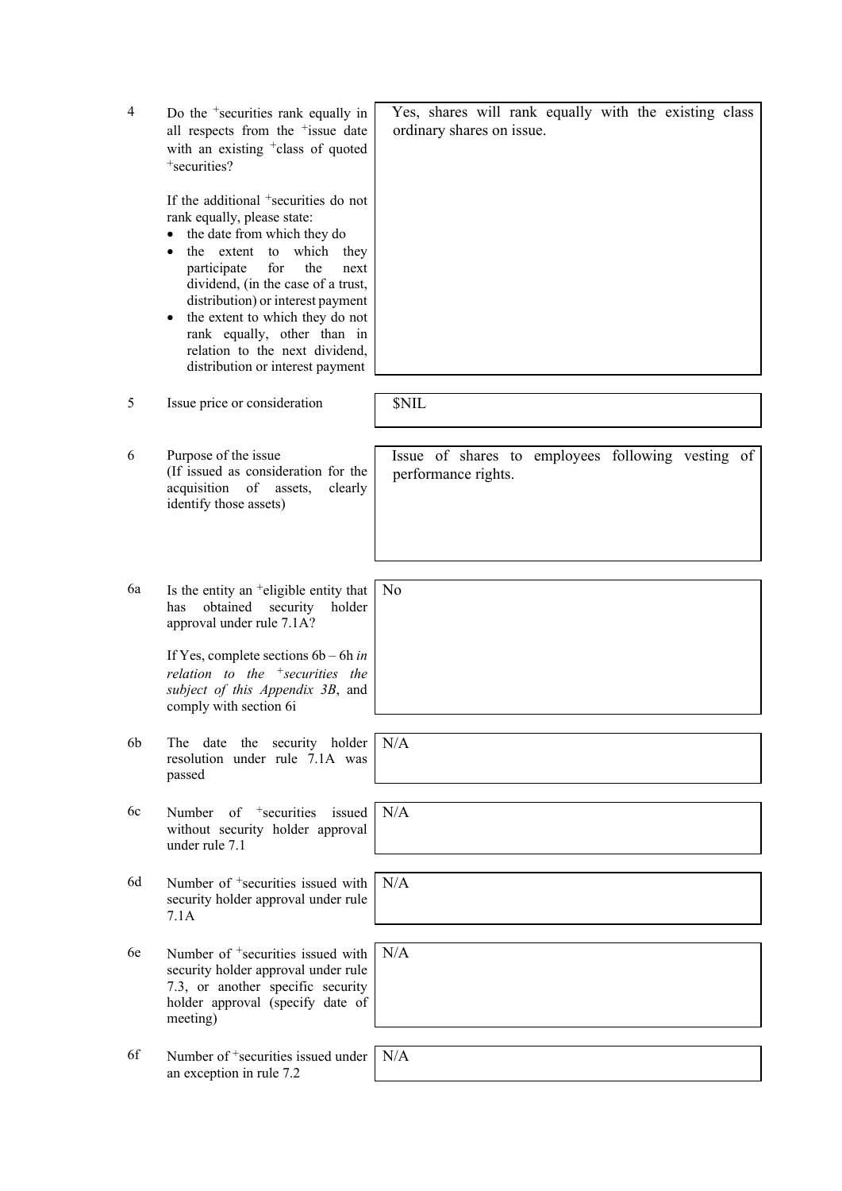| | | |
|---|---|---|
| 4 | Do the +securities rank equally in all respects from the +issue date with an existing +class of quoted +securities?<br><br>If the additional +securities do not rank equally, please state:<br>• the date from which they do<br>• the extent to which they participate for the next dividend, (in the case of a trust, distribution) or interest payment<br>• the extent to which they do not rank equally, other than in relation to the next dividend, distribution or interest payment | Yes, shares will rank equally with the existing class ordinary shares on issue. |
| 5 | Issue price or consideration | $NIL |
| 6 | Purpose of the issue<br>(If issued as consideration for the acquisition of assets, clearly identify those assets) | Issue of shares to employees following vesting of performance rights. |
| 6a | Is the entity an +eligible entity that has obtained security holder approval under rule 7.1A?<br><br>If Yes, complete sections 6b – 6h *in relation to the +securities the subject of this Appendix 3B*, and comply with section 6i | No |
| 6b | The date the security holder resolution under rule 7.1A was passed | N/A |
| 6c | Number of +securities issued without security holder approval under rule 7.1 | N/A |
| 6d | Number of +securities issued with security holder approval under rule 7.1A | N/A |
| 6e | Number of +securities issued with security holder approval under rule 7.3, or another specific security holder approval (specify date of meeting) | N/A |
| 6f | Number of +securities issued under an exception in rule 7.2 | N/A |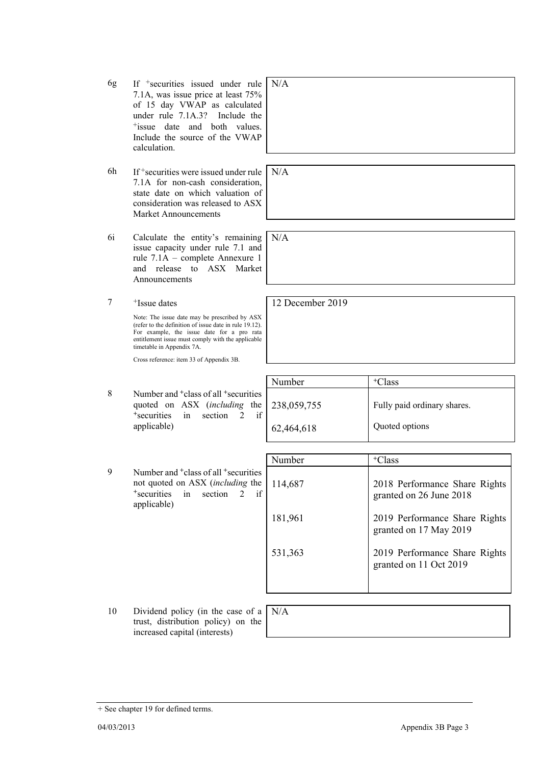| | | |
|---|---|---|
| 6g | If +securities issued under rule 7.1A, was issue price at least 75% of 15 day VWAP as calculated under rule 7.1A.3? Include the +issue date and both values. Include the source of the VWAP calculation. | N/A |
| 6h | If +securities were issued under rule 7.1A for non-cash consideration, state date on which valuation of consideration was released to ASX Market Announcements | N/A |
| 6i | Calculate the entity's remaining issue capacity under rule 7.1 and rule 7.1A – complete Annexure 1 and release to ASX Market Announcements | N/A |
| 7 | +Issue dates<br>Note: The issue date may be prescribed by ASX (refer to the definition of issue date in rule 19.12). For example, the issue date for a pro rata entitlement issue must comply with the applicable timetable in Appendix 7A.<br>Cross reference: item 33 of Appendix 3B. | 12 December 2019 |

8 Number and +class of all +securities quoted on ASX (*including* the +securities in section 2 if applicable)

| Number | +Class |
|---|---|
| 238,059,755 | Fully paid ordinary shares. |
| 62,464,618 | Quoted options |

9 Number and +class of all +securities not quoted on ASX (*including* the +securities in section 2 if applicable)

| Number | +Class |
|---|---|
| 114,687 | 2018 Performance Share Rights granted on 26 June 2018 |
| 181,961 | 2019 Performance Share Rights granted on 17 May 2019 |
| 531,363 | 2019 Performance Share Rights granted on 11 Oct 2019 |

| | | |
|---|---|---|
| 10 | Dividend policy (in the case of a trust, distribution policy) on the increased capital (interests) | N/A |

+ See chapter 19 for defined terms.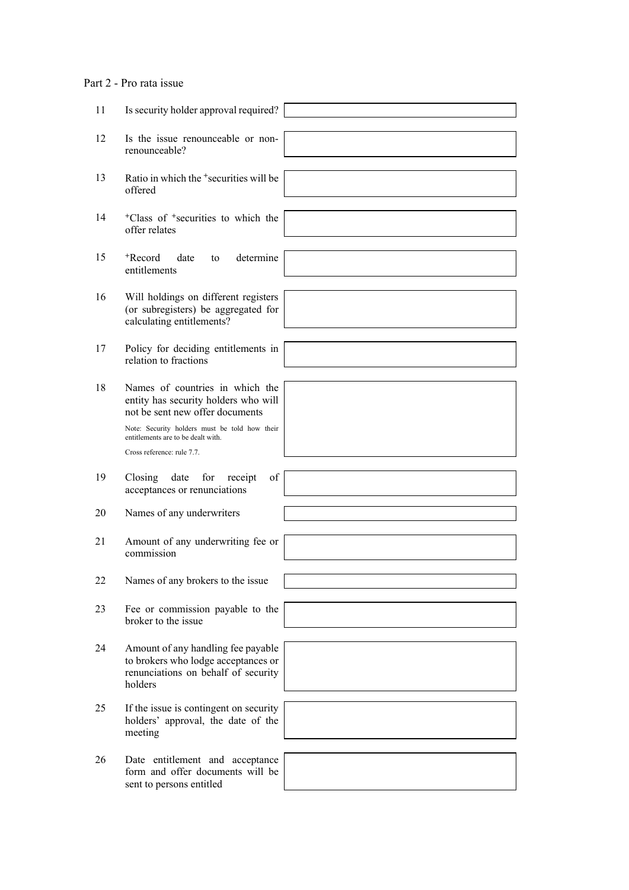## Part 2 - Pro rata issue

| No. | Item | |
|---|---|---|
| 11 | Is security holder approval required? | |
| 12 | Is the issue renounceable or non-renounceable? | |
| 13 | Ratio in which the +securities will be offered | |
| 14 | +Class of +securities to which the offer relates | |
| 15 | +Record date to determine entitlements | |
| 16 | Will holdings on different registers (or subregisters) be aggregated for calculating entitlements? | |
| 17 | Policy for deciding entitlements in relation to fractions | |
| 18 | Names of countries in which the entity has security holders who will not be sent new offer documents<br><br>Note: Security holders must be told how their entitlements are to be dealt with.<br><br>Cross reference: rule 7.7. | |
| 19 | Closing date for receipt of acceptances or renunciations | |
| 20 | Names of any underwriters | |
| 21 | Amount of any underwriting fee or commission | |
| 22 | Names of any brokers to the issue | |
| 23 | Fee or commission payable to the broker to the issue | |
| 24 | Amount of any handling fee payable to brokers who lodge acceptances or renunciations on behalf of security holders | |
| 25 | If the issue is contingent on security holders' approval, the date of the meeting | |
| 26 | Date entitlement and acceptance form and offer documents will be sent to persons entitled | |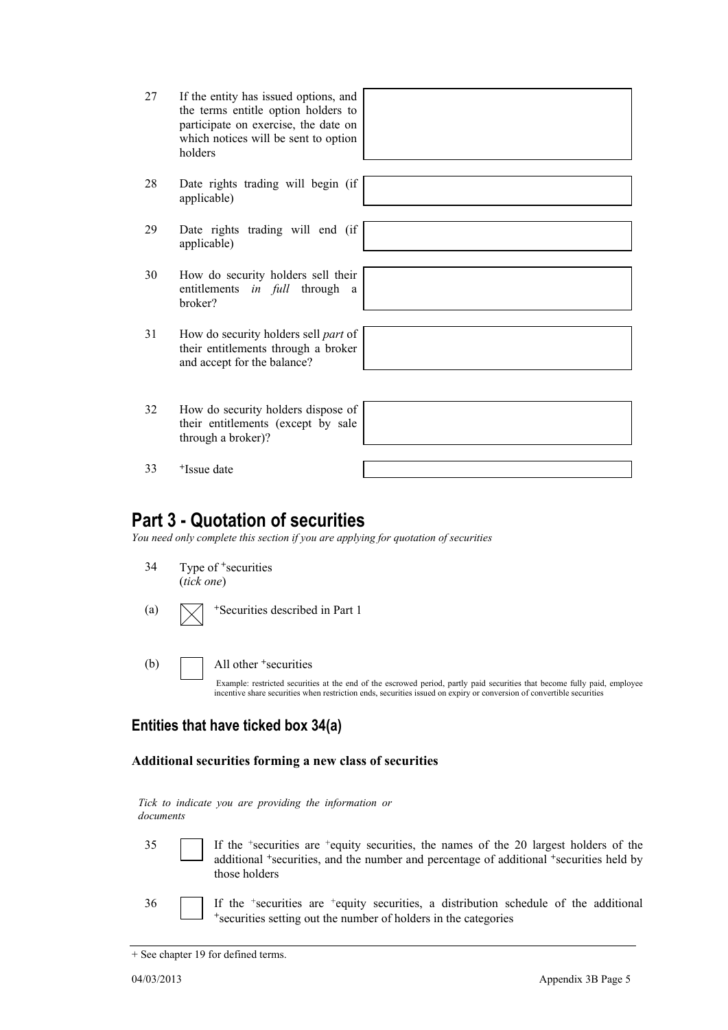| | | |
|---|---|---|
| 27 | If the entity has issued options, and the terms entitle option holders to participate on exercise, the date on which notices will be sent to option holders | |
| 28 | Date rights trading will begin (if applicable) | |
| 29 | Date rights trading will end (if applicable) | |
| 30 | How do security holders sell their entitlements *in full* through a broker? | |
| 31 | How do security holders sell *part* of their entitlements through a broker and accept for the balance? | |
| 32 | How do security holders dispose of their entitlements (except by sale through a broker)? | |
| 33 | +Issue date | |

# Part 3 - Quotation of securities

*You need only complete this section if you are applying for quotation of securities*

34 Type of +securities (*tick one*)

(a) ☒ +Securities described in Part 1

(b) ☐ All other +securities

Example: restricted securities at the end of the escrowed period, partly paid securities that become fully paid, employee incentive share securities when restriction ends, securities issued on expiry or conversion of convertible securities

## Entities that have ticked box 34(a)

### Additional securities forming a new class of securities

*Tick to indicate you are providing the information or documents*

35 ☐ If the +securities are +equity securities, the names of the 20 largest holders of the additional +securities, and the number and percentage of additional +securities held by those holders

36 ☐ If the +securities are +equity securities, a distribution schedule of the additional +securities setting out the number of holders in the categories

+ See chapter 19 for defined terms.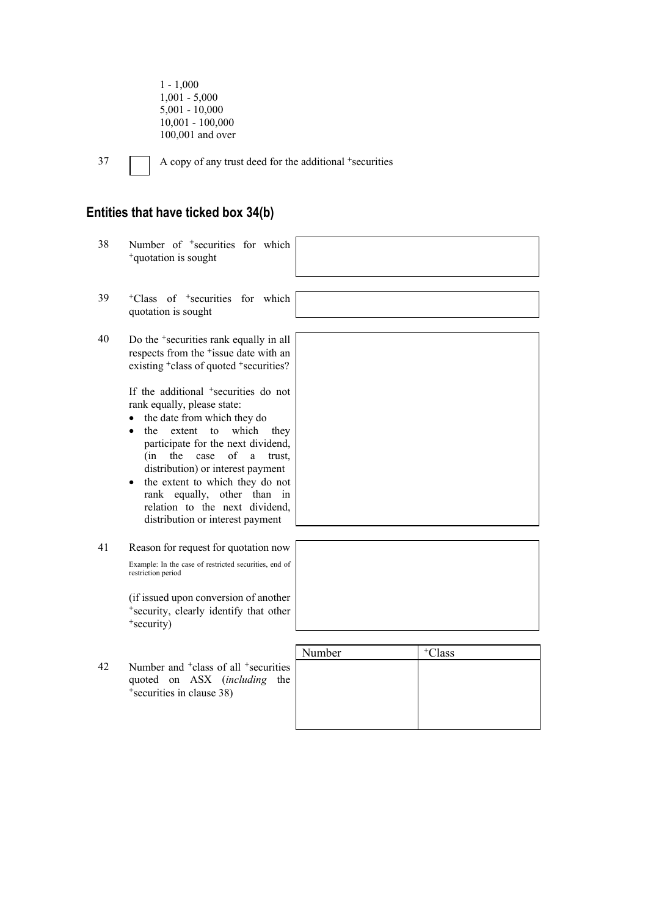1 - 1,000
1,001 - 5,000
5,001 - 10,000
10,001 - 100,000
100,001 and over

37 ☐ A copy of any trust deed for the additional +securities

## Entities that have ticked box 34(b)

38 Number of +securities for which +quotation is sought

39 +Class of +securities for which quotation is sought

40 Do the +securities rank equally in all respects from the +issue date with an existing +class of quoted +securities?

If the additional +securities do not rank equally, please state:

- the date from which they do
- the extent to which they participate for the next dividend, (in the case of a trust, distribution) or interest payment
- the extent to which they do not rank equally, other than in relation to the next dividend, distribution or interest payment

41 Reason for request for quotation now

Example: In the case of restricted securities, end of restriction period

(if issued upon conversion of another +security, clearly identify that other +security)

42 Number and +class of all +securities quoted on ASX (*including* the +securities in clause 38)

| Number | +Class |
| --- | --- |
| | |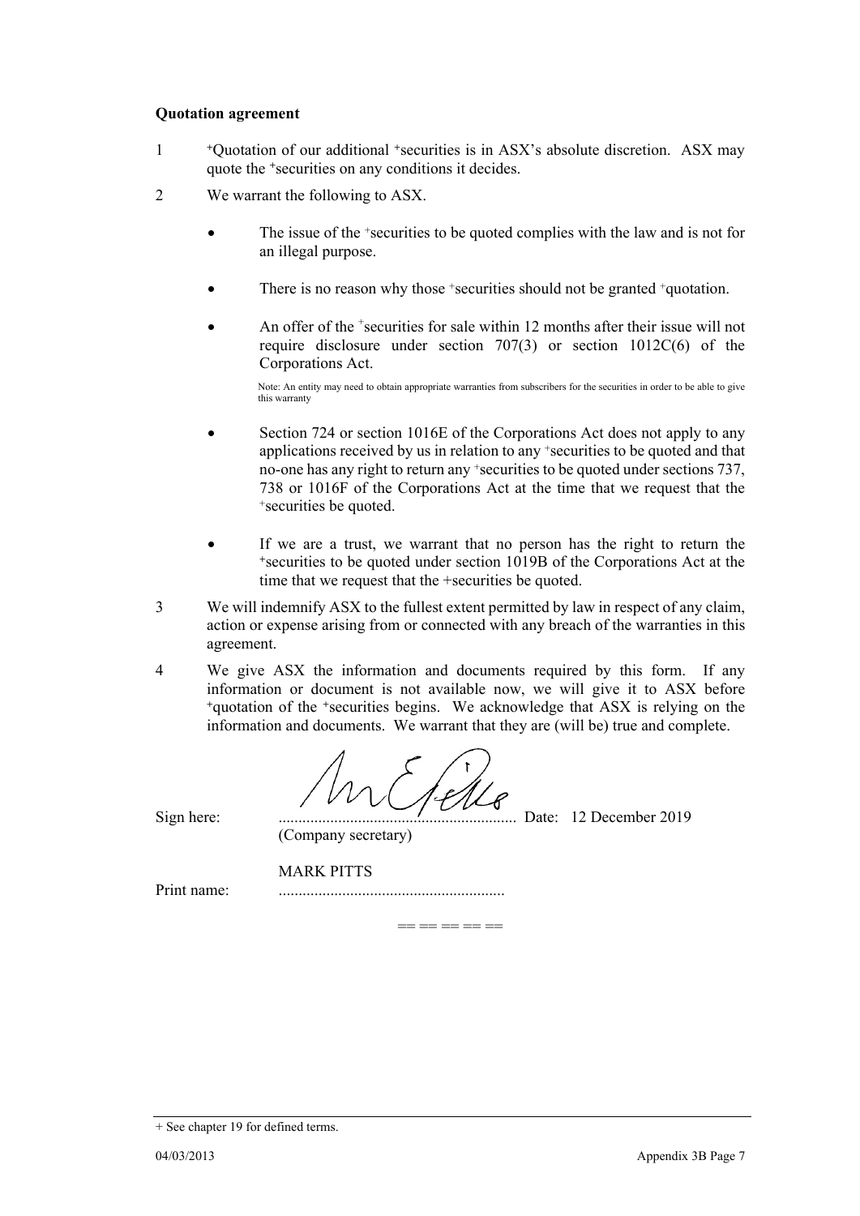**Quotation agreement**

1. +Quotation of our additional +securities is in ASX's absolute discretion. ASX may quote the +securities on any conditions it decides.

2. We warrant the following to ASX.

   - The issue of the +securities to be quoted complies with the law and is not for an illegal purpose.

   - There is no reason why those +securities should not be granted +quotation.

   - An offer of the +securities for sale within 12 months after their issue will not require disclosure under section 707(3) or section 1012C(6) of the Corporations Act.

     Note: An entity may need to obtain appropriate warranties from subscribers for the securities in order to be able to give this warranty

   - Section 724 or section 1016E of the Corporations Act does not apply to any applications received by us in relation to any +securities to be quoted and that no-one has any right to return any +securities to be quoted under sections 737, 738 or 1016F of the Corporations Act at the time that we request that the +securities be quoted.

   - If we are a trust, we warrant that no person has the right to return the +securities to be quoted under section 1019B of the Corporations Act at the time that we request that the +securities be quoted.

3. We will indemnify ASX to the fullest extent permitted by law in respect of any claim, action or expense arising from or connected with any breach of the warranties in this agreement.

4. We give ASX the information and documents required by this form. If any information or document is not available now, we will give it to ASX before +quotation of the +securities begins. We acknowledge that ASX is relying on the information and documents. We warrant that they are (will be) true and complete.

Sign here: ............................................................ Date: 12 December 2019
(Company secretary)

Print name: MARK PITTS

== == == == ==

+ See chapter 19 for defined terms.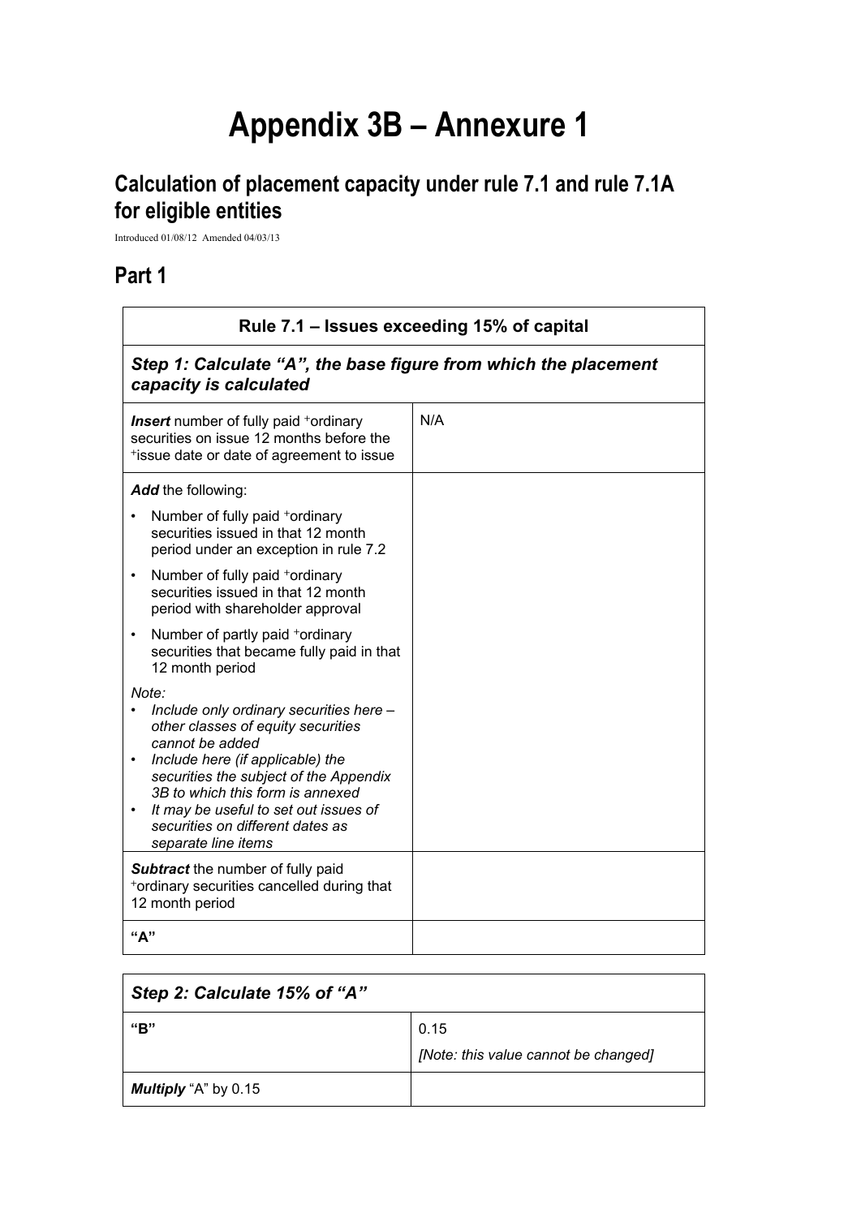# Appendix 3B – Annexure 1

## Calculation of placement capacity under rule 7.1 and rule 7.1A for eligible entities

Introduced 01/08/12 Amended 04/03/13

## Part 1

| Rule 7.1 – Issues exceeding 15% of capital | |
|---|---|
| ***Step 1: Calculate "A", the base figure from which the placement capacity is calculated*** | |
| ***Insert*** number of fully paid +ordinary securities on issue 12 months before the +issue date or date of agreement to issue | N/A |
| ***Add*** the following:<br>• Number of fully paid +ordinary securities issued in that 12 month period under an exception in rule 7.2<br>• Number of fully paid +ordinary securities issued in that 12 month period with shareholder approval<br>• Number of partly paid +ordinary securities that became fully paid in that 12 month period<br>*Note:*<br>• *Include only ordinary securities here – other classes of equity securities cannot be added*<br>• *Include here (if applicable) the securities the subject of the Appendix 3B to which this form is annexed*<br>• *It may be useful to set out issues of securities on different dates as separate line items* | |
| ***Subtract*** the number of fully paid +ordinary securities cancelled during that 12 month period | |
| **"A"** | |

| ***Step 2: Calculate 15% of "A"*** | |
|---|---|
| **"B"** | 0.15<br>*[Note: this value cannot be changed]* |
| ***Multiply*** "A" by 0.15 | |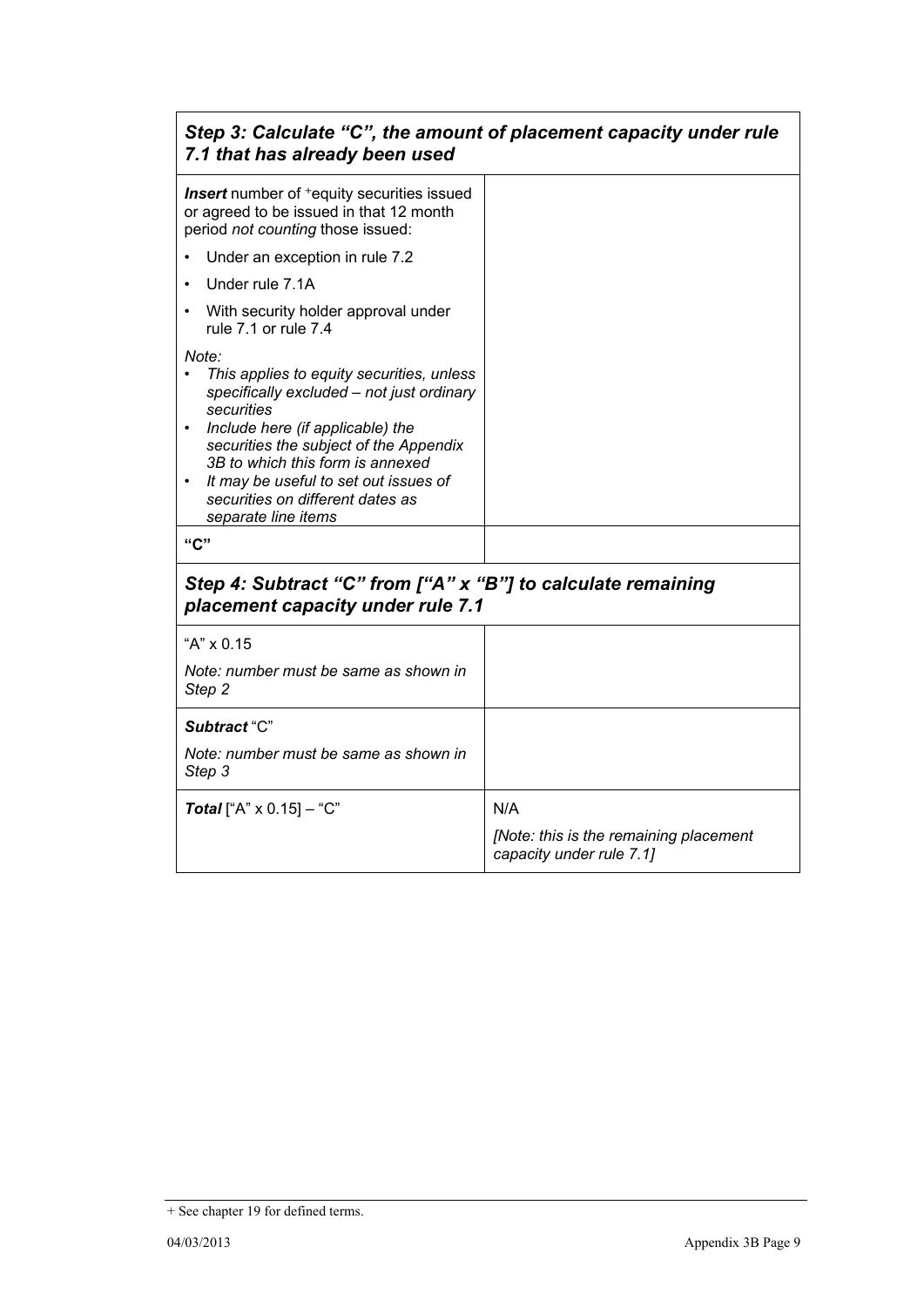| ***Step 3: Calculate "C", the amount of placement capacity under rule 7.1 that has already been used*** | |
|---|---|
| ***Insert*** number of +equity securities issued or agreed to be issued in that 12 month period *not counting* those issued:<br>• Under an exception in rule 7.2<br>• Under rule 7.1A<br>• With security holder approval under rule 7.1 or rule 7.4<br><br>*Note:*<br>• *This applies to equity securities, unless specifically excluded – not just ordinary securities*<br>• *Include here (if applicable) the securities the subject of the Appendix 3B to which this form is annexed*<br>• *It may be useful to set out issues of securities on different dates as separate line items* | |
| **"C"** | |

| ***Step 4: Subtract "C" from ["A" x "B"] to calculate remaining placement capacity under rule 7.1*** | |
|---|---|
| "A" x 0.15<br><br>*Note: number must be same as shown in Step 2* | |
| ***Subtract*** "C"<br><br>*Note: number must be same as shown in Step 3* | |
| ***Total*** ["A" x 0.15] – "C" | N/A<br><br>*[Note: this is the remaining placement capacity under rule 7.1]* |

+ See chapter 19 for defined terms.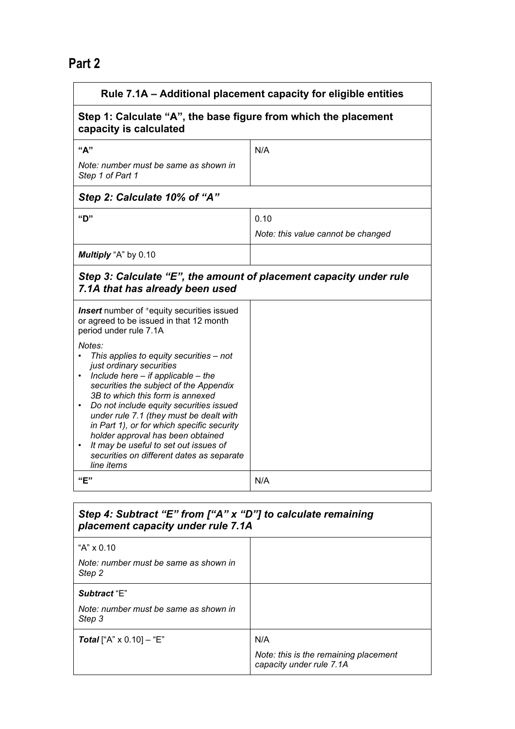## Part 2

| **Rule 7.1A – Additional placement capacity for eligible entities** | |
|---|---|
| **Step 1: Calculate "A", the base figure from which the placement capacity is calculated** | |
| **"A"**<br><br>*Note: number must be same as shown in Step 1 of Part 1* | N/A |
| ***Step 2: Calculate 10% of "A"*** | |
| **"D"** | 0.10<br><br>*Note: this value cannot be changed* |
| ***Multiply*** "A" by 0.10 | |
| ***Step 3: Calculate "E", the amount of placement capacity under rule 7.1A that has already been used*** | |
| ***Insert*** number of +equity securities issued or agreed to be issued in that 12 month period under rule 7.1A<br><br>*Notes:*<br>• *This applies to equity securities – not just ordinary securities*<br>• *Include here – if applicable – the securities the subject of the Appendix 3B to which this form is annexed*<br>• *Do not include equity securities issued under rule 7.1 (they must be dealt with in Part 1), or for which specific security holder approval has been obtained*<br>• *It may be useful to set out issues of securities on different dates as separate line items* | |
| **"E"** | N/A |

| ***Step 4: Subtract "E" from ["A" x "D"] to calculate remaining placement capacity under rule 7.1A*** | |
|---|---|
| "A" x 0.10<br><br>*Note: number must be same as shown in Step 2* | |
| ***Subtract*** "E"<br><br>*Note: number must be same as shown in Step 3* | |
| ***Total*** ["A" x 0.10] – "E" | N/A<br><br>*Note: this is the remaining placement capacity under rule 7.1A* |